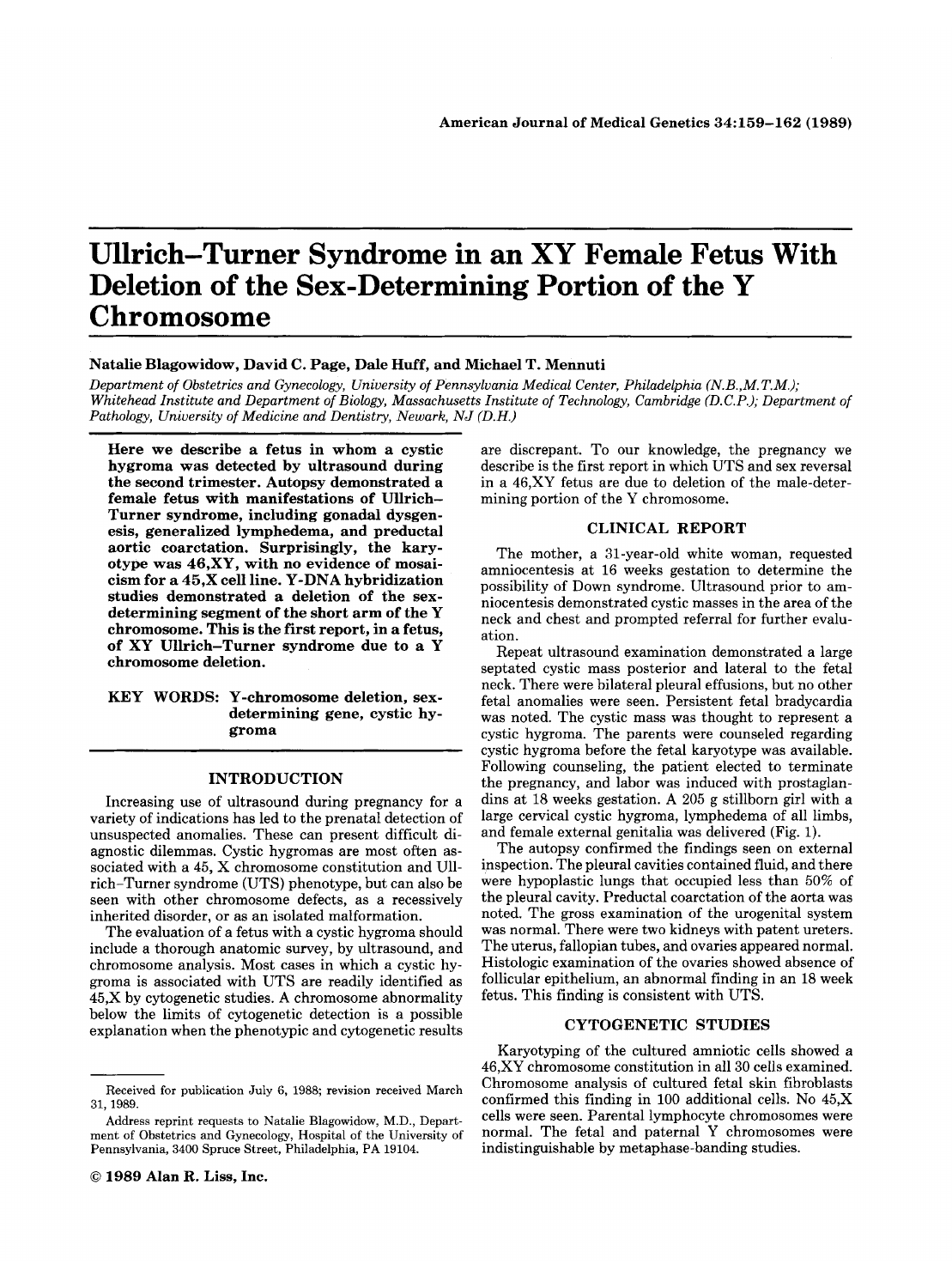# Ullrich–Turner Syndrome in an XY Female Fetus With Deletion of the Sex-Determining Portion of the Y Chromosome

**Natalie Blagowidow, David C. Page, Dale Huff, and Michael T. Mennuti**

*Department of Obstetrics and Gynecology, University of Pennsylvania Medical Center, Philadelphia (N.B.,M.T.M.); Whitehead Institute and Department of Biology, Massachusetts Institute of Technology, Cambridge (D.C.P.); Department of Pathology, University of Medicine and Dentistry, Newark, NJ (D.H.)*

**Here we describe a fetus in whom a cystic hygroma was detected by ultrasound during the second trimester. Autopsy demonstrated a female fetus with manifestations of Ullrich–Turner syndrome, including gonadal dysgenesis, generalized lymphedema, and preductal aortic coarctation. Surprisingly, the karyotype was 46,XY, with no evidence of mosaicism for a 45,X cell line. Y-DNA hybridization studies demonstrated a deletion of the sex-determining segment of the short arm of the Y chromosome. This is the first report, in a fetus, of XY Ullrich–Turner syndrome due to a Y chromosome deletion.**

**KEY WORDS: Y-chromosome deletion, sex-determining gene, cystic hygroma**

## INTRODUCTION

Increasing use of ultrasound during pregnancy for a variety of indications has led to the prenatal detection of unsuspected anomalies. These can present difficult diagnostic dilemmas. Cystic hygromas are most often associated with a 45, X chromosome constitution and Ullrich–Turner syndrome (UTS) phenotype, but can also be seen with other chromosome defects, as a recessively inherited disorder, or as an isolated malformation.

The evaluation of a fetus with a cystic hygroma should include a thorough anatomic survey, by ultrasound, and chromosome analysis. Most cases in which a cystic hygroma is associated with UTS are readily identified as 45,X by cytogenetic studies. A chromosome abnormality below the limits of cytogenetic detection is a possible explanation when the phenotypic and cytogenetic results are discrepant. To our knowledge, the pregnancy we describe is the first report in which UTS and sex reversal in a 46,XY fetus are due to deletion of the male-determining portion of the Y chromosome.

## CLINICAL REPORT

The mother, a 31-year-old white woman, requested amniocentesis at 16 weeks gestation to determine the possibility of Down syndrome. Ultrasound prior to amniocentesis demonstrated cystic masses in the area of the neck and chest and prompted referral for further evaluation.

Repeat ultrasound examination demonstrated a large septated cystic mass posterior and lateral to the fetal neck. There were bilateral pleural effusions, but no other fetal anomalies were seen. Persistent fetal bradycardia was noted. The cystic mass was thought to represent a cystic hygroma. The parents were counseled regarding cystic hygroma before the fetal karyotype was available. Following counseling, the patient elected to terminate the pregnancy, and labor was induced with prostaglandins at 18 weeks gestation. A 205 g stillborn girl with a large cervical cystic hygroma, lymphedema of all limbs, and female external genitalia was delivered (Fig. 1).

The autopsy confirmed the findings seen on external inspection. The pleural cavities contained fluid, and there were hypoplastic lungs that occupied less than 50% of the pleural cavity. Preductal coarctation of the aorta was noted. The gross examination of the urogenital system was normal. There were two kidneys with patent ureters. The uterus, fallopian tubes, and ovaries appeared normal. Histologic examination of the ovaries showed absence of follicular epithelium, an abnormal finding in an 18 week fetus. This finding is consistent with UTS.

## CYTOGENETIC STUDIES

Karyotyping of the cultured amniotic cells showed a 46,XY chromosome constitution in all 30 cells examined. Chromosome analysis of cultured fetal skin fibroblasts confirmed this finding in 100 additional cells. No 45,X cells were seen. Parental lymphocyte chromosomes were normal. The fetal and paternal Y chromosomes were indistinguishable by metaphase-banding studies.

---

Received for publication July 6, 1988; revision received March 31, 1989.

Address reprint requests to Natalie Blagowidow, M.D., Department of Obstetrics and Gynecology, Hospital of the University of Pennsylvania, 3400 Spruce Street, Philadelphia, PA 19104.

© 1989 Alan R. Liss, Inc.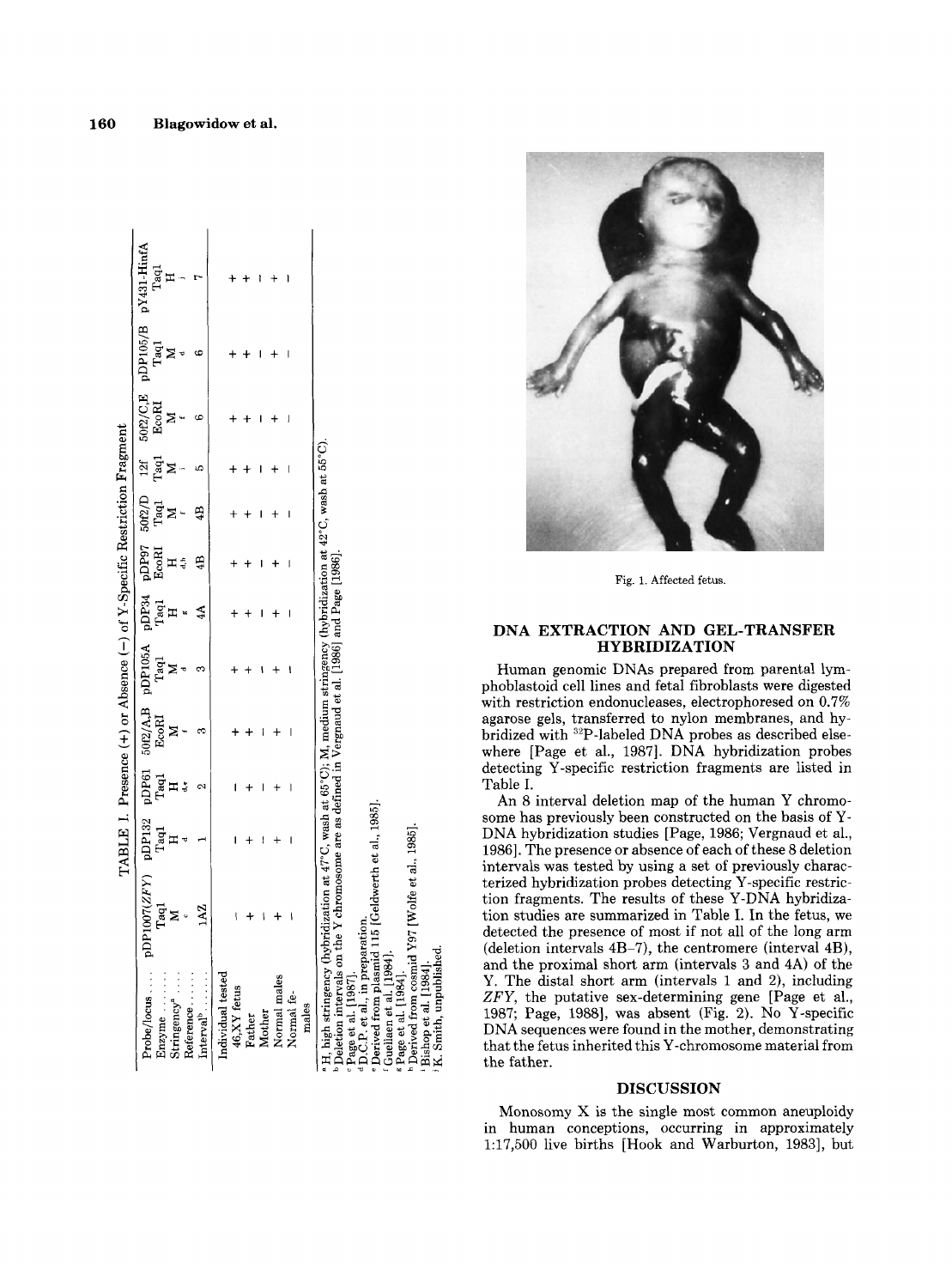**TABLE I. Presence (+) or Absence (−) of Y-Specific Restriction Fragment**

| Probe/locus | pDP1007(*ZFY*) | pDP132 | pDP61 | 50f2/A,B | pDP105A | pDP34 | pDP97 | 50f2/D | 12f | 50f2/C,E | pDP105/B | pY431-HinfA |
|---|---|---|---|---|---|---|---|---|---|---|---|---|
| Enzyme | TaqI | TaqI | TaqI | EcoRI | TaqI | TaqI | EcoRI | TaqI | TaqI | EcoRI | TaqI | TaqI |
| Stringency[a] | M | H | H | M | M | H | H | M | M | M | M | H |
| Reference | c | d | d,e | f | d | g | d,h | f | i | f | d | j |
| Interval[b] | 1AZ | 1 | 2 | 3 | 3 | 4A | 4B | 4B | 5 | 6 | 6 | 7 |
| Individual tested | | | | | | | | | | | | |
| 46,XY fetus | − | − | − | + | + | + | + | + | + | + | + | + |
| Father | + | + | + | + | + | + | + | + | + | + | + | + |
| Mother | − | − | − | − | − | − | − | − | − | − | − | − |
| Normal males | + | + | + | + | + | + | + | + | + | + | + | + |
| Normal females | − | − | − | − | − | − | − | − | − | − | − | − |

[a] H, high stringency (hybridization at 47°C, wash at 65°C); M, medium stringency (hybridization at 42°C, wash at 55°C).
[b] Deletion intervals on the Y chromosome are as defined in Vergnaud et al. [1986] and Page [1986].
[c] Page et al. [1987].
[d] D.C.P. et al., in preparation.
[e] Derived from plasmid 115 [Geldwerth et al., 1985].
[f] Guellaen et al. [1984].
[g] Page et al. [1984].
[h] Derived from cosmid Y97 [Wolfe et al., 1985].
[i] Bishop et al. [1984].
[j] K. Smith, unpublished.

Fig. 1. Affected fetus.

## DNA EXTRACTION AND GEL-TRANSFER HYBRIDIZATION

Human genomic DNAs prepared from parental lymphoblastoid cell lines and fetal fibroblasts were digested with restriction endonucleases, electrophoresed on 0.7% agarose gels, transferred to nylon membranes, and hybridized with $^{32}$P-labeled DNA probes as described elsewhere [Page et al., 1987]. DNA hybridization probes detecting Y-specific restriction fragments are listed in Table I.

An 8 interval deletion map of the human Y chromosome has previously been constructed on the basis of Y-DNA hybridization studies [Page, 1986; Vergnaud et al., 1986]. The presence or absence of each of these 8 deletion intervals was tested by using a set of previously characterized hybridization probes detecting Y-specific restriction fragments. The results of these Y-DNA hybridization studies are summarized in Table I. In the fetus, we detected the presence of most if not all of the long arm (deletion intervals 4B–7), the centromere (interval 4B), and the proximal short arm (intervals 3 and 4A) of the Y. The distal short arm (intervals 1 and 2), including *ZFY*, the putative sex-determining gene [Page et al., 1987; Page, 1988], was absent (Fig. 2). No Y-specific DNA sequences were found in the mother, demonstrating that the fetus inherited this Y-chromosome material from the father.

## DISCUSSION

Monosomy X is the single most common aneuploidy in human conceptions, occurring in approximately 1:17,500 live births [Hook and Warburton, 1983], but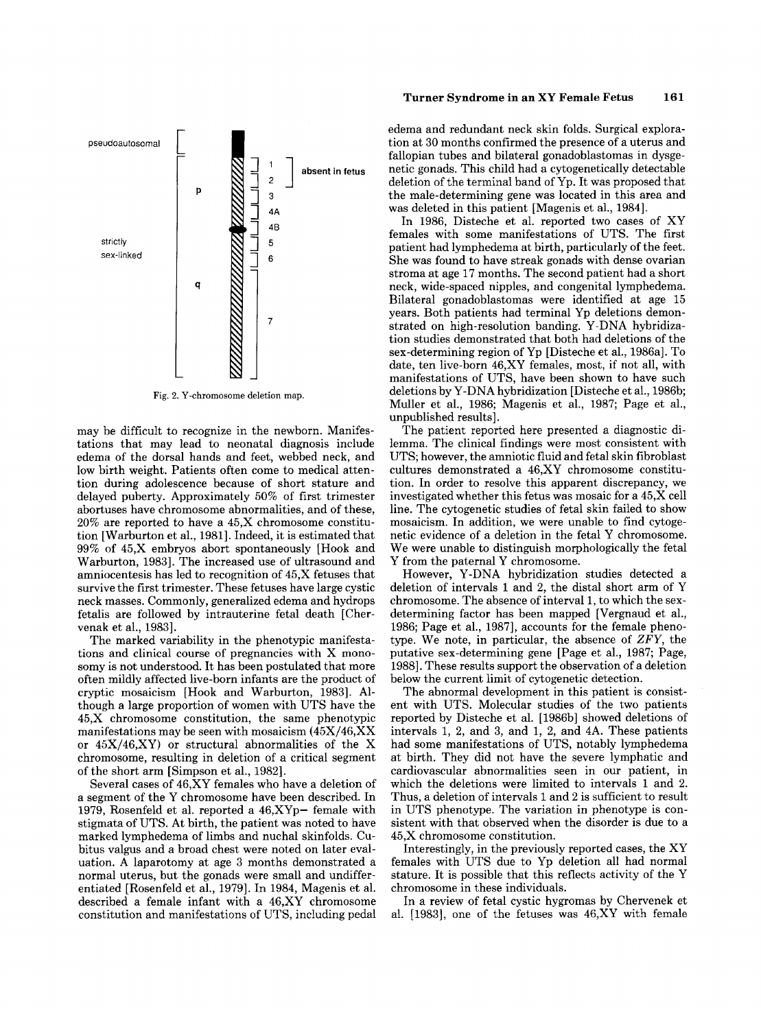pseudoautosomal

strictly sex-linked

p

q

1 2 absent in fetus

3

4A

4B

5

6

7

Fig. 2. Y-chromosome deletion map.

may be difficult to recognize in the newborn. Manifestations that may lead to neonatal diagnosis include edema of the dorsal hands and feet, webbed neck, and low birth weight. Patients often come to medical attention during adolescence because of short stature and delayed puberty. Approximately 50% of first trimester abortuses have chromosome abnormalities, and of these, 20% are reported to have a 45,X chromosome constitution [Warburton et al., 1981]. Indeed, it is estimated that 99% of 45,X embryos abort spontaneously [Hook and Warburton, 1983]. The increased use of ultrasound and amniocentesis has led to recognition of 45,X fetuses that survive the first trimester. These fetuses have large cystic neck masses. Commonly, generalized edema and hydrops fetalis are followed by intrauterine fetal death [Chervenak et al., 1983].

The marked variability in the phenotypic manifestations and clinical course of pregnancies with X monosomy is not understood. It has been postulated that more often mildly affected live-born infants are the product of cryptic mosaicism [Hook and Warburton, 1983]. Although a large proportion of women with UTS have the 45,X chromosome constitution, the same phenotypic manifestations may be seen with mosaicism (45X/46,XX or 45X/46,XY) or structural abnormalities of the X chromosome, resulting in deletion of a critical segment of the short arm [Simpson et al., 1982].

Several cases of 46,XY females who have a deletion of a segment of the Y chromosome have been described. In 1979, Rosenfeld et al. reported a 46,XYp− female with stigmata of UTS. At birth, the patient was noted to have marked lymphedema of limbs and nuchal skinfolds. Cubitus valgus and a broad chest were noted on later evaluation. A laparotomy at age 3 months demonstrated a normal uterus, but the gonads were small and undifferentiated [Rosenfeld et al., 1979]. In 1984, Magenis et al. described a female infant with a 46,XY chromosome constitution and manifestations of UTS, including pedal edema and redundant neck skin folds. Surgical exploration at 30 months confirmed the presence of a uterus and fallopian tubes and bilateral gonadoblastomas in dysgenetic gonads. This child had a cytogenetically detectable deletion of the terminal band of Yp. It was proposed that the male-determining gene was located in this area and was deleted in this patient [Magenis et al., 1984].

In 1986, Disteche et al. reported two cases of XY females with some manifestations of UTS. The first patient had lymphedema at birth, particularly of the feet. She was found to have streak gonads with dense ovarian stroma at age 17 months. The second patient had a short neck, wide-spaced nipples, and congenital lymphedema. Bilateral gonadoblastomas were identified at age 15 years. Both patients had terminal Yp deletions demonstrated on high-resolution banding. Y-DNA hybridization studies demonstrated that both had deletions of the sex-determining region of Yp [Disteche et al., 1986a]. To date, ten live-born 46,XY females, most, if not all, with manifestations of UTS, have been shown to have such deletions by Y-DNA hybridization [Disteche et al., 1986b; Muller et al., 1986; Magenis et al., 1987; Page et al., unpublished results].

The patient reported here presented a diagnostic dilemma. The clinical findings were most consistent with UTS; however, the amniotic fluid and fetal skin fibroblast cultures demonstrated a 46,XY chromosome constitution. In order to resolve this apparent discrepancy, we investigated whether this fetus was mosaic for a 45,X cell line. The cytogenetic studies of fetal skin failed to show mosaicism. In addition, we were unable to find cytogenetic evidence of a deletion in the fetal Y chromosome. We were unable to distinguish morphologically the fetal Y from the paternal Y chromosome.

However, Y-DNA hybridization studies detected a deletion of intervals 1 and 2, the distal short arm of Y chromosome. The absence of interval 1, to which the sex-determining factor has been mapped [Vergnaud et al., 1986; Page et al., 1987], accounts for the female phenotype. We note, in particular, the absence of *ZFY*, the putative sex-determining gene [Page et al., 1987; Page, 1988]. These results support the observation of a deletion below the current limit of cytogenetic detection.

The abnormal development in this patient is consistent with UTS. Molecular studies of the two patients reported by Disteche et al. [1986b] showed deletions of intervals 1, 2, and 3, and 1, 2, and 4A. These patients had some manifestations of UTS, notably lymphedema at birth. They did not have the severe lymphatic and cardiovascular abnormalities seen in our patient, in which the deletions were limited to intervals 1 and 2. Thus, a deletion of intervals 1 and 2 is sufficient to result in UTS phenotype. The variation in phenotype is consistent with that observed when the disorder is due to a 45,X chromosome constitution.

Interestingly, in the previously reported cases, the XY females with UTS due to Yp deletion all had normal stature. It is possible that this reflects activity of the Y chromosome in these individuals.

In a review of fetal cystic hygromas by Chervenek et al. [1983], one of the fetuses was 46,XY with female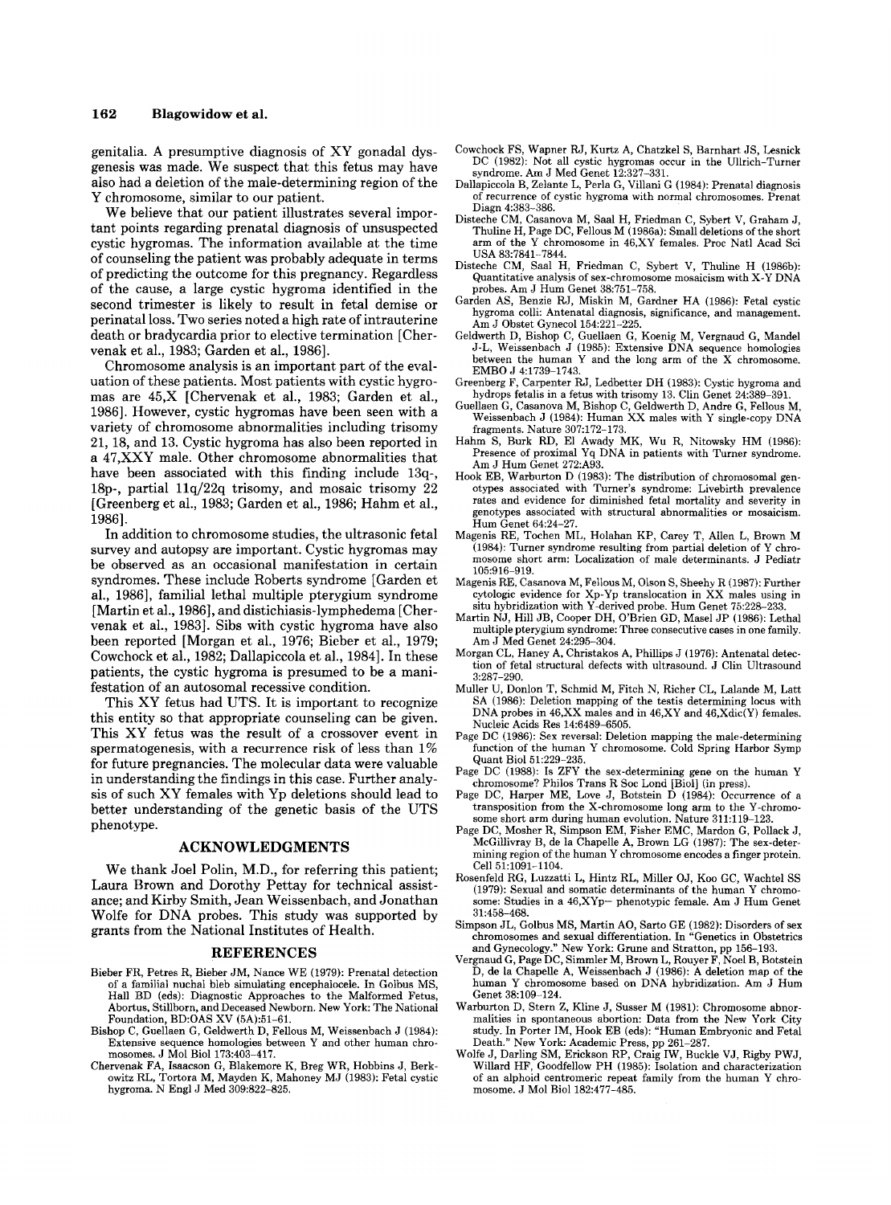genitalia. A presumptive diagnosis of XY gonadal dysgenesis was made. We suspect that this fetus may have also had a deletion of the male-determining region of the Y chromosome, similar to our patient.

We believe that our patient illustrates several important points regarding prenatal diagnosis of unsuspected cystic hygromas. The information available at the time of counseling the patient was probably adequate in terms of predicting the outcome for this pregnancy. Regardless of the cause, a large cystic hygroma identified in the second trimester is likely to result in fetal demise or perinatal loss. Two series noted a high rate of intrauterine death or bradycardia prior to elective termination [Chervenak et al., 1983; Garden et al., 1986].

Chromosome analysis is an important part of the evaluation of these patients. Most patients with cystic hygromas are 45,X [Chervenak et al., 1983; Garden et al., 1986]. However, cystic hygromas have been seen with a variety of chromosome abnormalities including trisomy 21, 18, and 13. Cystic hygroma has also been reported in a 47,XXY male. Other chromosome abnormalities that have been associated with this finding include 13q-, 18p-, partial 11q/22q trisomy, and mosaic trisomy 22 [Greenberg et al., 1983; Garden et al., 1986; Hahm et al., 1986].

In addition to chromosome studies, the ultrasonic fetal survey and autopsy are important. Cystic hygromas may be observed as an occasional manifestation in certain syndromes. These include Roberts syndrome [Garden et al., 1986], familial lethal multiple pterygium syndrome [Martin et al., 1986], and distichiasis-lymphedema [Chervenak et al., 1983]. Sibs with cystic hygroma have also been reported [Morgan et al., 1976; Bieber et al., 1979; Cowchock et al., 1982; Dallapiccola et al., 1984]. In these patients, the cystic hygroma is presumed to be a manifestation of an autosomal recessive condition.

This XY fetus had UTS. It is important to recognize this entity so that appropriate counseling can be given. This XY fetus was the result of a crossover event in spermatogenesis, with a recurrence risk of less than 1% for future pregnancies. The molecular data were valuable in understanding the findings in this case. Further analysis of such XY females with Yp deletions should lead to better understanding of the genetic basis of the UTS phenotype.

## ACKNOWLEDGMENTS

We thank Joel Polin, M.D., for referring this patient; Laura Brown and Dorothy Pettay for technical assistance; and Kirby Smith, Jean Weissenbach, and Jonathan Wolfe for DNA probes. This study was supported by grants from the National Institutes of Health.

## REFERENCES

Bieber FR, Petres R, Bieber JM, Nance WE (1979): Prenatal detection of a familial nuchal bleb simulating encephalocele. In Golbus MS, Hall BD (eds): Diagnostic Approaches to the Malformed Fetus, Abortus, Stillborn, and Deceased Newborn. New York: The National Foundation, BD:OAS XV (5A):51–61.

Bishop C, Guellaen G, Geldwerth D, Fellous M, Weissenbach J (1984): Extensive sequence homologies between Y and other human chromosomes. J Mol Biol 173:403–417.

Chervenak FA, Isaacson G, Blakemore K, Breg WR, Hobbins J, Berkowitz RL, Tortora M, Mayden K, Mahoney MJ (1983): Fetal cystic hygroma. N Engl J Med 309:822–825.

Cowchock FS, Wapner RJ, Kurtz A, Chatzkel S, Barnhart JS, Lesnick DC (1982): Not all cystic hygromas occur in the Ullrich-Turner syndrome. Am J Med Genet 12:327–331.

Dallapiccola B, Zelante L, Perla G, Villani G (1984): Prenatal diagnosis of recurrence of cystic hygroma with normal chromosomes. Prenat Diagn 4:383–386.

Disteche CM, Casanova M, Saal H, Friedman C, Sybert V, Graham J, Thuline H, Page DC, Fellous M (1986a): Small deletions of the short arm of the Y chromosome in 46,XY females. Proc Natl Acad Sci USA 83:7841–7844.

Disteche CM, Saal H, Friedman C, Sybert V, Thuline H (1986b): Quantitative analysis of sex-chromosome mosaicism with X-Y DNA probes. Am J Hum Genet 38:751–758.

Garden AS, Benzie RJ, Miskin M, Gardner HA (1986): Fetal cystic hygroma colli: Antenatal diagnosis, significance, and management. Am J Obstet Gynecol 154:221–225.

Geldwerth D, Bishop C, Guellaen G, Koenig M, Vergnaud G, Mandel J-L, Weissenbach J (1985): Extensive DNA sequence homologies between the human Y and the long arm of the X chromosome. EMBO J 4:1739–1743.

Greenberg F, Carpenter RJ, Ledbetter DH (1983): Cystic hygroma and hydrops fetalis in a fetus with trisomy 13. Clin Genet 24:389–391.

Guellaen G, Casanova M, Bishop C, Geldwerth D, Andre G, Fellous M, Weissenbach J (1984): Human XX males with Y single-copy DNA fragments. Nature 307:172–173.

Hahm S, Burk RD, El Awady MK, Wu R, Nitowsky HM (1986): Presence of proximal Yq DNA in patients with Turner syndrome. Am J Hum Genet 272:A93.

Hook EB, Warburton D (1983): The distribution of chromosomal genotypes associated with Turner's syndrome: Livebirth prevalence rates and evidence for diminished fetal mortality and severity in genotypes associated with structural abnormalities or mosaicism. Hum Genet 64:24–27.

Magenis RE, Tochen ML, Holahan KP, Carey T, Allen L, Brown M (1984): Turner syndrome resulting from partial deletion of Y chromosome short arm: Localization of male determinants. J Pediatr 105:916–919.

Magenis RE, Casanova M, Fellous M, Olson S, Sheehy R (1987): Further cytologic evidence for Xp-Yp translocation in XX males using in situ hybridization with Y-derived probe. Hum Genet 75:228–233.

Martin NJ, Hill JB, Cooper DH, O'Brien GD, Masel JP (1986): Lethal multiple pterygium syndrome: Three consecutive cases in one family. Am J Med Genet 24:295–304.

Morgan CL, Haney A, Christakos A, Phillips J (1976): Antenatal detection of fetal structural defects with ultrasound. J Clin Ultrasound 3:287–290.

Muller U, Donlon T, Schmid M, Fitch N, Richer CL, Lalande M, Latt SA (1986): Deletion mapping of the testis determining locus with DNA probes in 46,XX males and in 46,XY and 46,Xdic(Y) females. Nucleic Acids Res 14:6489–6505.

Page DC (1986): Sex reversal: Deletion mapping the male-determining function of the human Y chromosome. Cold Spring Harbor Symp Quant Biol 51:229–235.

Page DC (1988): Is ZFY the sex-determining gene on the human Y chromosome? Philos Trans R Soc Lond [Biol] (in press).

Page DC, Harper ME, Love J, Botstein D (1984): Occurrence of a transposition from the X-chromosome long arm to the Y-chromosome short arm during human evolution. Nature 311:119–123.

Page DC, Mosher R, Simpson EM, Fisher EMC, Mardon G, Pollack J, McGillivray B, de la Chapelle A, Brown LG (1987): The sex-determining region of the human Y chromosome encodes a finger protein. Cell 51:1091–1104.

Rosenfeld RG, Luzzatti L, Hintz RL, Miller OJ, Koo GC, Wachtel SS (1979): Sexual and somatic determinants of the human Y chromosome: Studies in a 46,XYp− phenotypic female. Am J Hum Genet 31:458–468.

Simpson JL, Golbus MS, Martin AO, Sarto GE (1982): Disorders of sex chromosomes and sexual differentiation. In "Genetics in Obstetrics and Gynecology." New York: Grune and Stratton, pp 156–193.

Vergnaud G, Page DC, Simmler M, Brown L, Rouyer F, Noel B, Botstein D, de la Chapelle A, Weissenbach J (1986): A deletion map of the human Y chromosome based on DNA hybridization. Am J Hum Genet 38:109–124.

Warburton D, Stern Z, Kline J, Susser M (1981): Chromosome abnormalities in spontaneous abortion: Data from the New York City study. In Porter IM, Hook EB (eds): "Human Embryonic and Fetal Death." New York: Academic Press, pp 261–287.

Wolfe J, Darling SM, Erickson RP, Craig IW, Buckle VJ, Rigby PWJ, Willard HF, Goodfellow PH (1985): Isolation and characterization of an alphoid centromeric repeat family from the human Y chromosome. J Mol Biol 182:477–485.